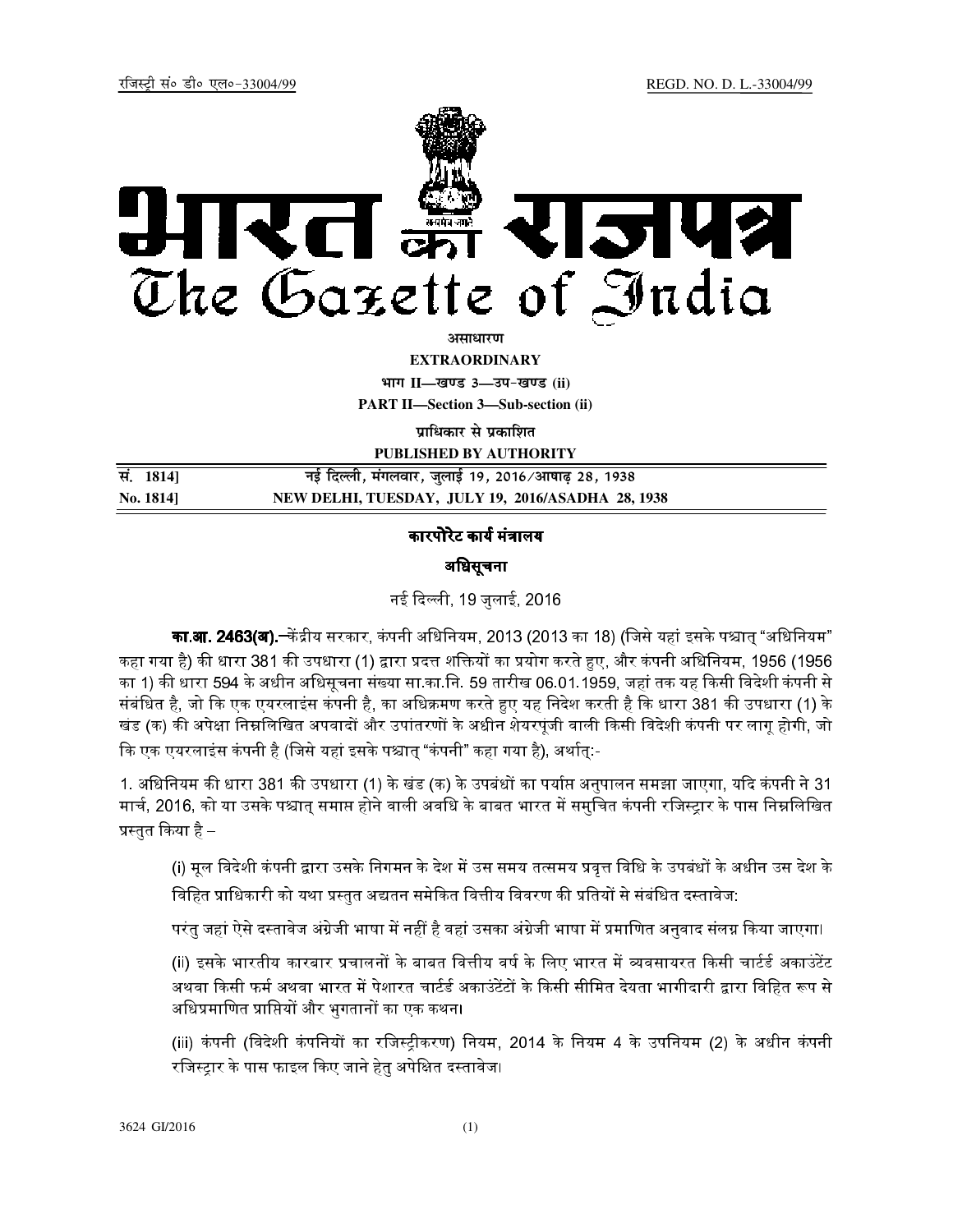रजिस्ट्री सं० डी० एल०-33004/99 REGD. NO. D. L.-33004/99

# भारत का राजपत्र
# The Gazette of India

**असाधारण**

**EXTRAORDINARY**

**भाग II—खण्ड 3—उप-खण्ड (ii)**

**PART II—Section 3—Sub-section (ii)**

**प्राधिकार से प्रकाशित**

**PUBLISHED BY AUTHORITY**

**सं. 1814] नई दिल्ली, मंगलवार, जुलाई 19, 2016/आषाढ़ 28, 1938**

**No. 1814] NEW DELHI, TUESDAY, JULY 19, 2016/ASADHA 28, 1938**

## कारपोरेट कार्य मंत्रालय

## अधिसूचना

नई दिल्ली, 19 जुलाई, 2016

**का.आ. 2463(अ).**—केंद्रीय सरकार, कंपनी अधिनियम, 2013 (2013 का 18) (जिसे यहां इसके पश्चात् "अधिनियम" कहा गया है) की धारा 381 की उपधारा (1) द्वारा प्रदत्त शक्तियों का प्रयोग करते हुए, और कंपनी अधिनियम, 1956 (1956 का 1) की धारा 594 के अधीन अधिसूचना संख्या सा.का.नि. 59 तारीख 06.01.1959, जहां तक यह किसी विदेशी कंपनी से संबंधित है, जो कि एक एयरलाइंस कंपनी है, का अधिक्रमण करते हुए यह निदेश करती है कि धारा 381 की उपधारा (1) के खंड (क) की अपेक्षा निम्नलिखित अपवादों और उपांतरणों के अधीन शेयरपूंजी वाली किसी विदेशी कंपनी पर लागू होगी, जो कि एक एयरलाइंस कंपनी है (जिसे यहां इसके पश्चात् "कंपनी" कहा गया है), अर्थात्:-

1. अधिनियम की धारा 381 की उपधारा (1) के खंड (क) के उपबंधों का पर्याप्त अनुपालन समझा जाएगा, यदि कंपनी ने 31 मार्च, 2016, को या उसके पश्चात् समाप्त होने वाली अवधि के बाबत भारत में समुचित कंपनी रजिस्ट्रार के पास निम्नलिखित प्रस्तुत किया है –

   (i) मूल विदेशी कंपनी द्वारा उसके निगमन के देश में उस समय तत्समय प्रवृत्त विधि के उपबंधों के अधीन उस देश के विहित प्राधिकारी को यथा प्रस्तुत अद्यतन समेकित वित्तीय विवरण की प्रतियों से संबंधित दस्तावेज:

   परंतु जहां ऐसे दस्तावेज अंग्रेजी भाषा में नहीं है वहां उसका अंग्रेजी भाषा में प्रमाणित अनुवाद संलग्न किया जाएगा।

   (ii) इसके भारतीय कारबार प्रचालनों के बाबत वित्तीय वर्ष के लिए भारत में व्यवसायरत किसी चार्टर्ड अकाउंटेंट अथवा किसी फर्म अथवा भारत में पेशारत चार्टर्ड अकाउंटेंटों के किसी सीमित देयता भागीदारी द्वारा विहित रूप से अधिप्रमाणित प्राप्तियों और भुगतानों का एक कथन।

   (iii) कंपनी (विदेशी कंपनियों का रजिस्ट्रीकरण) नियम, 2014 के नियम 4 के उपनियम (2) के अधीन कंपनी रजिस्ट्रार के पास फाइल किए जाने हेतु अपेक्षित दस्तावेज।

3624 GI/2016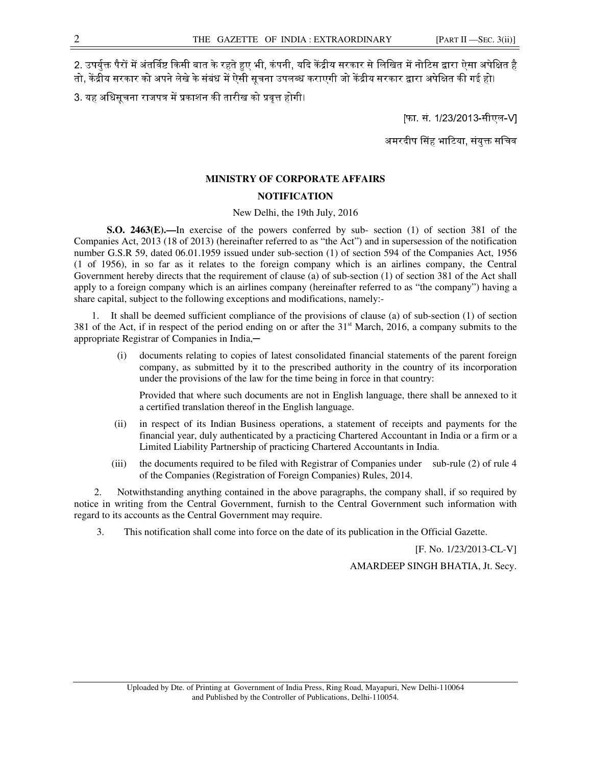2. उपर्युक्त पैरों में अंतर्विष्ट किसी बात के रहते हुए भी, कंपनी, यदि केंद्रीय सरकार से लिखित में नोटिस द्वारा ऐसा अपेक्षित है तो, केंद्रीय सरकार को अपने लेखे के संबंध में ऐसी सूचना उपलब्ध कराएगी जो केंद्रीय सरकार द्वारा अपेक्षित की गई हो।

3. यह अधिसूचना राजपत्र में प्रकाशन की तारीख को प्रवृत्त होगी।

[फा. सं. 1/23/2013-सीएल-V]

अमरदीप सिंह भाटिया, संयुक्त सचिव

## MINISTRY OF CORPORATE AFFAIRS

## NOTIFICATION

New Delhi, the 19th July, 2016

**S.O. 2463(E).—**In exercise of the powers conferred by sub- section (1) of section 381 of the Companies Act, 2013 (18 of 2013) (hereinafter referred to as "the Act") and in supersession of the notification number G.S.R 59, dated 06.01.1959 issued under sub-section (1) of section 594 of the Companies Act, 1956 (1 of 1956), in so far as it relates to the foreign company which is an airlines company, the Central Government hereby directs that the requirement of clause (a) of sub-section (1) of section 381 of the Act shall apply to a foreign company which is an airlines company (hereinafter referred to as "the company") having a share capital, subject to the following exceptions and modifications, namely:-

1. It shall be deemed sufficient compliance of the provisions of clause (a) of sub-section (1) of section 381 of the Act, if in respect of the period ending on or after the 31st March, 2016, a company submits to the appropriate Registrar of Companies in India,—

   (i) documents relating to copies of latest consolidated financial statements of the parent foreign company, as submitted by it to the prescribed authority in the country of its incorporation under the provisions of the law for the time being in force in that country:

   Provided that where such documents are not in English language, there shall be annexed to it a certified translation thereof in the English language.

   (ii) in respect of its Indian Business operations, a statement of receipts and payments for the financial year, duly authenticated by a practicing Chartered Accountant in India or a firm or a Limited Liability Partnership of practicing Chartered Accountants in India.

   (iii) the documents required to be filed with Registrar of Companies under sub-rule (2) of rule 4 of the Companies (Registration of Foreign Companies) Rules, 2014.

2. Notwithstanding anything contained in the above paragraphs, the company shall, if so required by notice in writing from the Central Government, furnish to the Central Government such information with regard to its accounts as the Central Government may require.

3. This notification shall come into force on the date of its publication in the Official Gazette.

[F. No. 1/23/2013-CL-V]

AMARDEEP SINGH BHATIA, Jt. Secy.

Uploaded by Dte. of Printing at Government of India Press, Ring Road, Mayapuri, New Delhi-110064
and Published by the Controller of Publications, Delhi-110054.